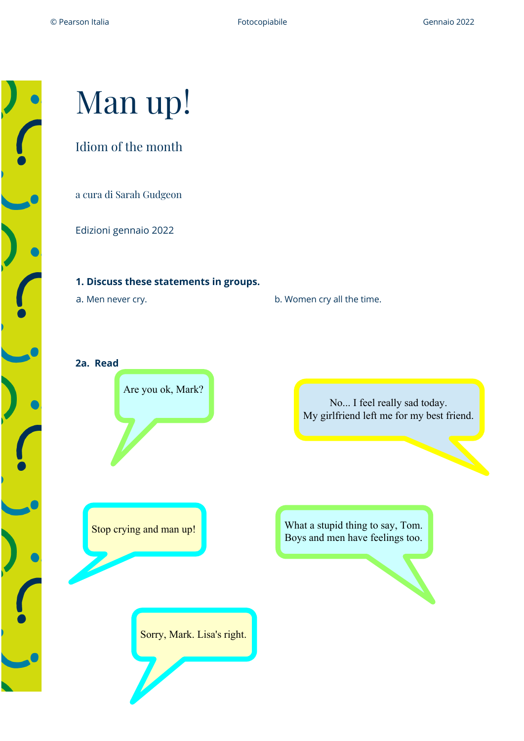# Man up!

## Idiom of the month

a cura di Sarah Gudgeon

Edizioni gennaio 2022

**1. Discuss these statements in groups.**

a. Men never cry.

b. Women cry all the time.

**2a. Read**

Are you ok, Mark?

No... I feel really sad today.
My girlfriend left me for my best friend.

Stop crying and man up!

What a stupid thing to say, Tom.
Boys and men have feelings too.

Sorry, Mark. Lisa's right.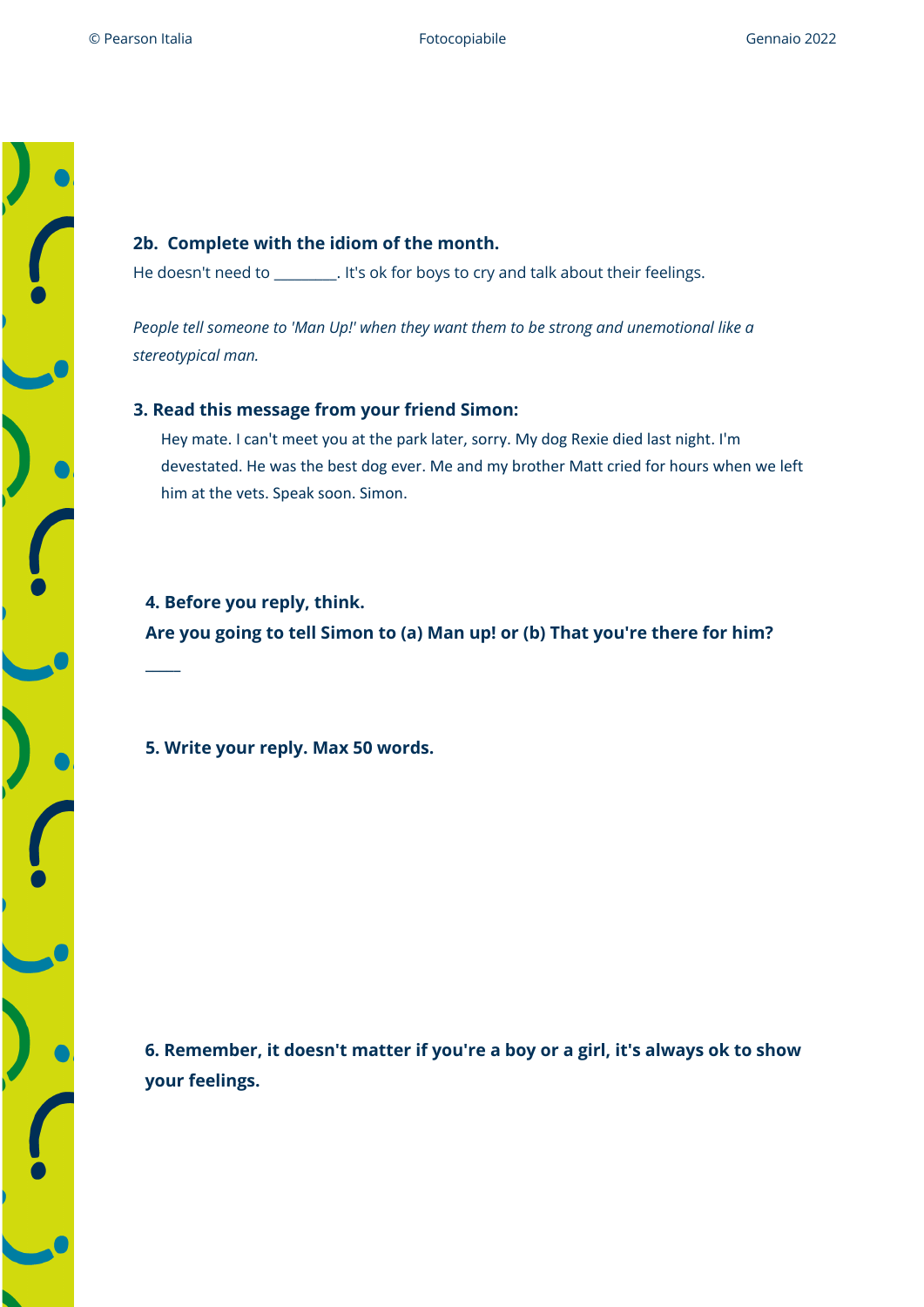**2b. Complete with the idiom of the month.**

He doesn't need to ________. It's ok for boys to cry and talk about their feelings.

*People tell someone to 'Man Up!' when they want them to be strong and unemotional like a stereotypical man.*

**3. Read this message from your friend Simon:**

Hey mate. I can't meet you at the park later, sorry. My dog Rexie died last night. I'm devestated. He was the best dog ever. Me and my brother Matt cried for hours when we left him at the vets. Speak soon. Simon.

**4. Before you reply, think.**
**Are you going to tell Simon to (a) Man up! or (b) That you're there for him?**

_____

**5. Write your reply. Max 50 words.**

**6. Remember, it doesn't matter if you're a boy or a girl, it's always ok to show your feelings.**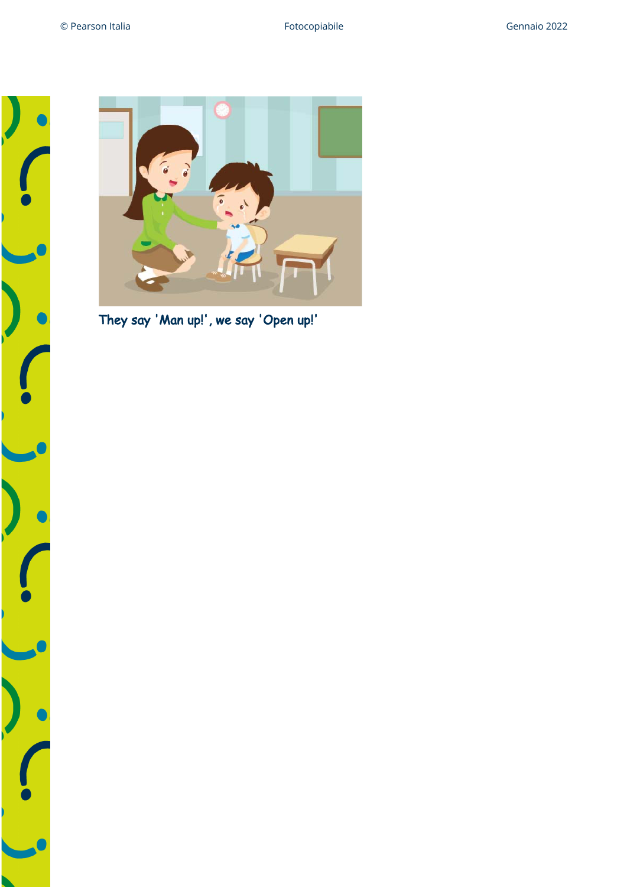They say 'Man up!', we say 'Open up!'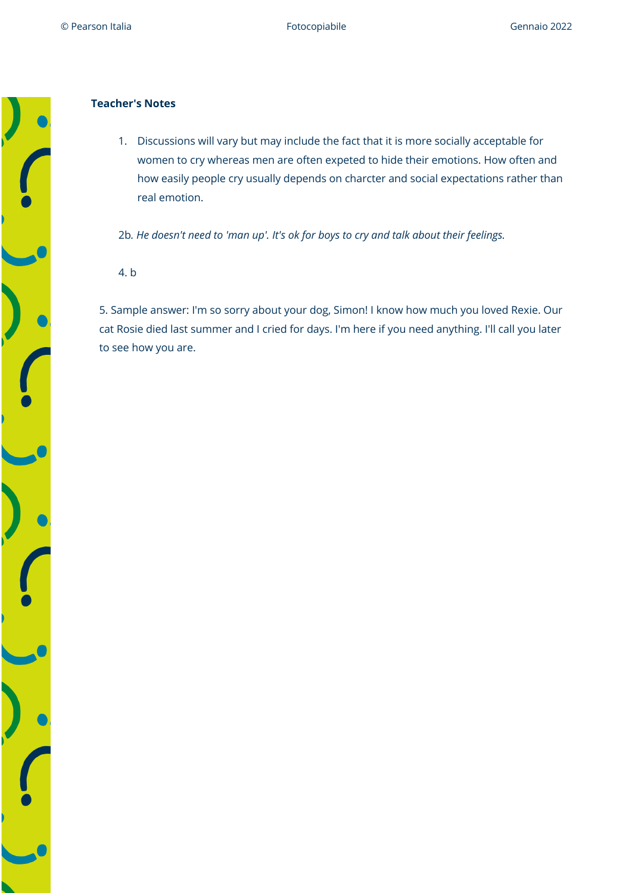**Teacher's Notes**

1. Discussions will vary but may include the fact that it is more socially acceptable for women to cry whereas men are often expeted to hide their emotions. How often and how easily people cry usually depends on charcter and social expectations rather than real emotion.

2b*. He doesn't need to 'man up'. It's ok for boys to cry and talk about their feelings.*

4. b

5. Sample answer: I'm so sorry about your dog, Simon! I know how much you loved Rexie. Our cat Rosie died last summer and I cried for days. I'm here if you need anything. I'll call you later to see how you are.